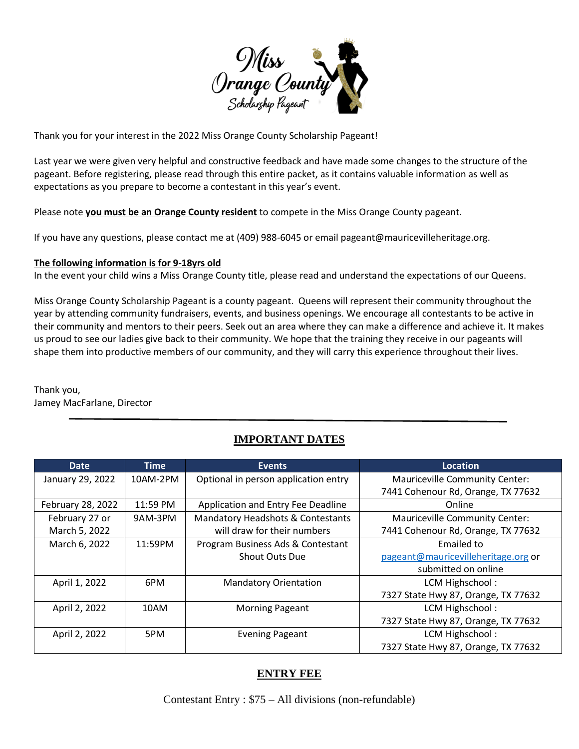Miss Orange County Scholarship Pageant

Thank you for your interest in the 2022 Miss Orange County Scholarship Pageant!

Last year we were given very helpful and constructive feedback and have made some changes to the structure of the pageant. Before registering, please read through this entire packet, as it contains valuable information as well as expectations as you prepare to become a contestant in this year's event.

Please note **you must be an Orange County resident** to compete in the Miss Orange County pageant.

If you have any questions, please contact me at (409) 988-6045 or email pageant@mauricevilleheritage.org.

**The following information is for 9-18yrs old**
In the event your child wins a Miss Orange County title, please read and understand the expectations of our Queens.

Miss Orange County Scholarship Pageant is a county pageant. Queens will represent their community throughout the year by attending community fundraisers, events, and business openings. We encourage all contestants to be active in their community and mentors to their peers. Seek out an area where they can make a difference and achieve it. It makes us proud to see our ladies give back to their community. We hope that the training they receive in our pageants will shape them into productive members of our community, and they will carry this experience throughout their lives.

Thank you,
Jamey MacFarlane, Director

---

## IMPORTANT DATES

| Date | Time | Events | Location |
|---|---|---|---|
| January 29, 2022 | 10AM-2PM | Optional in person application entry | Mauriceville Community Center: 7441 Cohenour Rd, Orange, TX 77632 |
| February 28, 2022 | 11:59 PM | Application and Entry Fee Deadline | Online |
| February 27 or March 5, 2022 | 9AM-3PM | Mandatory Headshots & Contestants will draw for their numbers | Mauriceville Community Center: 7441 Cohenour Rd, Orange, TX 77632 |
| March 6, 2022 | 11:59PM | Program Business Ads & Contestant Shout Outs Due | Emailed to pageant@mauricevilleheritage.org or submitted on online |
| April 1, 2022 | 6PM | Mandatory Orientation | LCM Highschool : 7327 State Hwy 87, Orange, TX 77632 |
| April 2, 2022 | 10AM | Morning Pageant | LCM Highschool : 7327 State Hwy 87, Orange, TX 77632 |
| April 2, 2022 | 5PM | Evening Pageant | LCM Highschool : 7327 State Hwy 87, Orange, TX 77632 |

## ENTRY FEE

Contestant Entry : $75 – All divisions (non-refundable)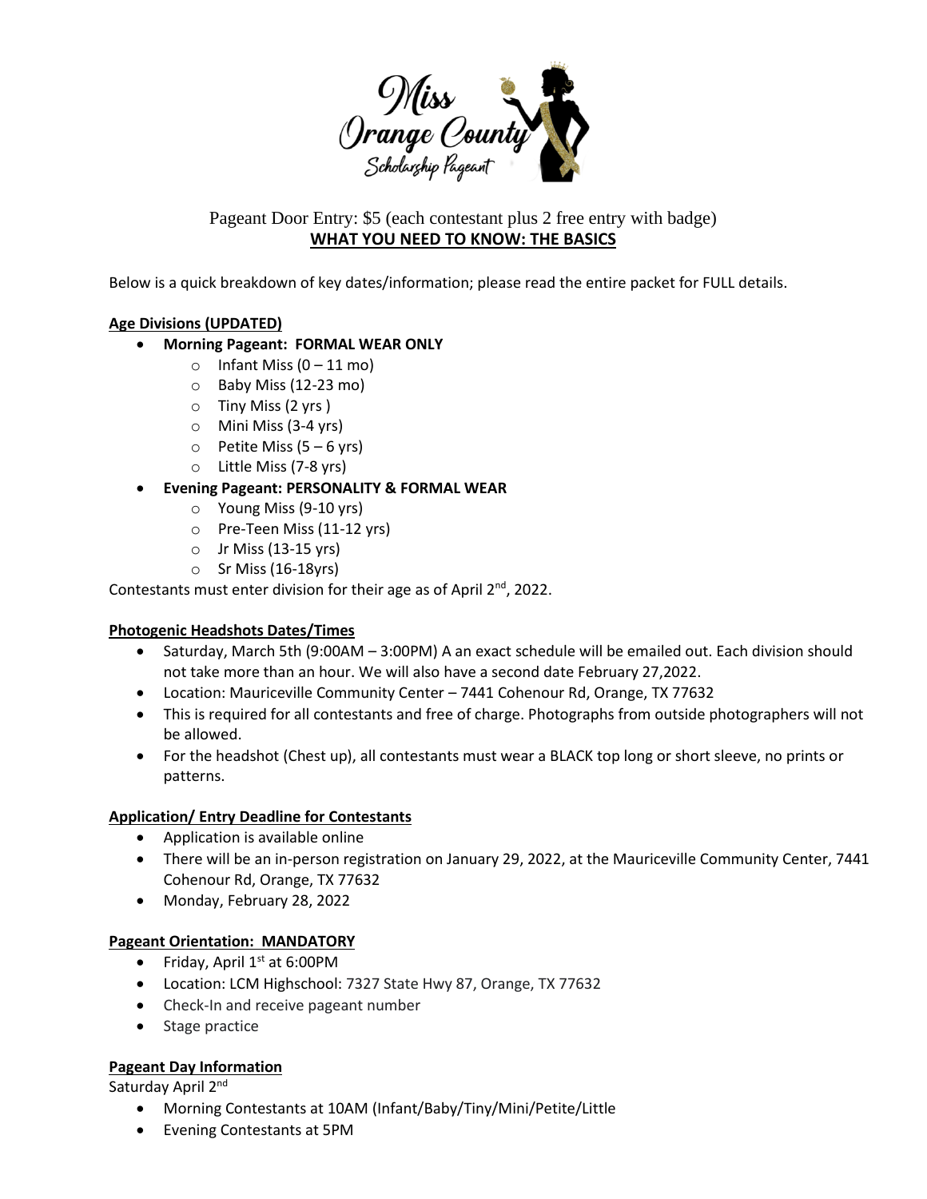Pageant Door Entry: $5 (each contestant plus 2 free entry with badge)

**WHAT YOU NEED TO KNOW: THE BASICS**

Below is a quick breakdown of key dates/information; please read the entire packet for FULL details.

**Age Divisions (UPDATED)**

- **Morning Pageant: FORMAL WEAR ONLY**
  - Infant Miss (0 – 11 mo)
  - Baby Miss (12-23 mo)
  - Tiny Miss (2 yrs )
  - Mini Miss (3-4 yrs)
  - Petite Miss (5 – 6 yrs)
  - Little Miss (7-8 yrs)
- **Evening Pageant: PERSONALITY & FORMAL WEAR**
  - Young Miss (9-10 yrs)
  - Pre-Teen Miss (11-12 yrs)
  - Jr Miss (13-15 yrs)
  - Sr Miss (16-18yrs)

Contestants must enter division for their age as of April 2nd, 2022.

**Photogenic Headshots Dates/Times**

- Saturday, March 5th (9:00AM – 3:00PM) A an exact schedule will be emailed out. Each division should not take more than an hour. We will also have a second date February 27,2022.
- Location: Mauriceville Community Center – 7441 Cohenour Rd, Orange, TX 77632
- This is required for all contestants and free of charge. Photographs from outside photographers will not be allowed.
- For the headshot (Chest up), all contestants must wear a BLACK top long or short sleeve, no prints or patterns.

**Application/ Entry Deadline for Contestants**

- Application is available online
- There will be an in-person registration on January 29, 2022, at the Mauriceville Community Center, 7441 Cohenour Rd, Orange, TX 77632
- Monday, February 28, 2022

**Pageant Orientation: MANDATORY**

- Friday, April 1st at 6:00PM
- Location: LCM Highschool: 7327 State Hwy 87, Orange, TX 77632
- Check-In and receive pageant number
- Stage practice

**Pageant Day Information**

Saturday April 2nd

- Morning Contestants at 10AM (Infant/Baby/Tiny/Mini/Petite/Little
- Evening Contestants at 5PM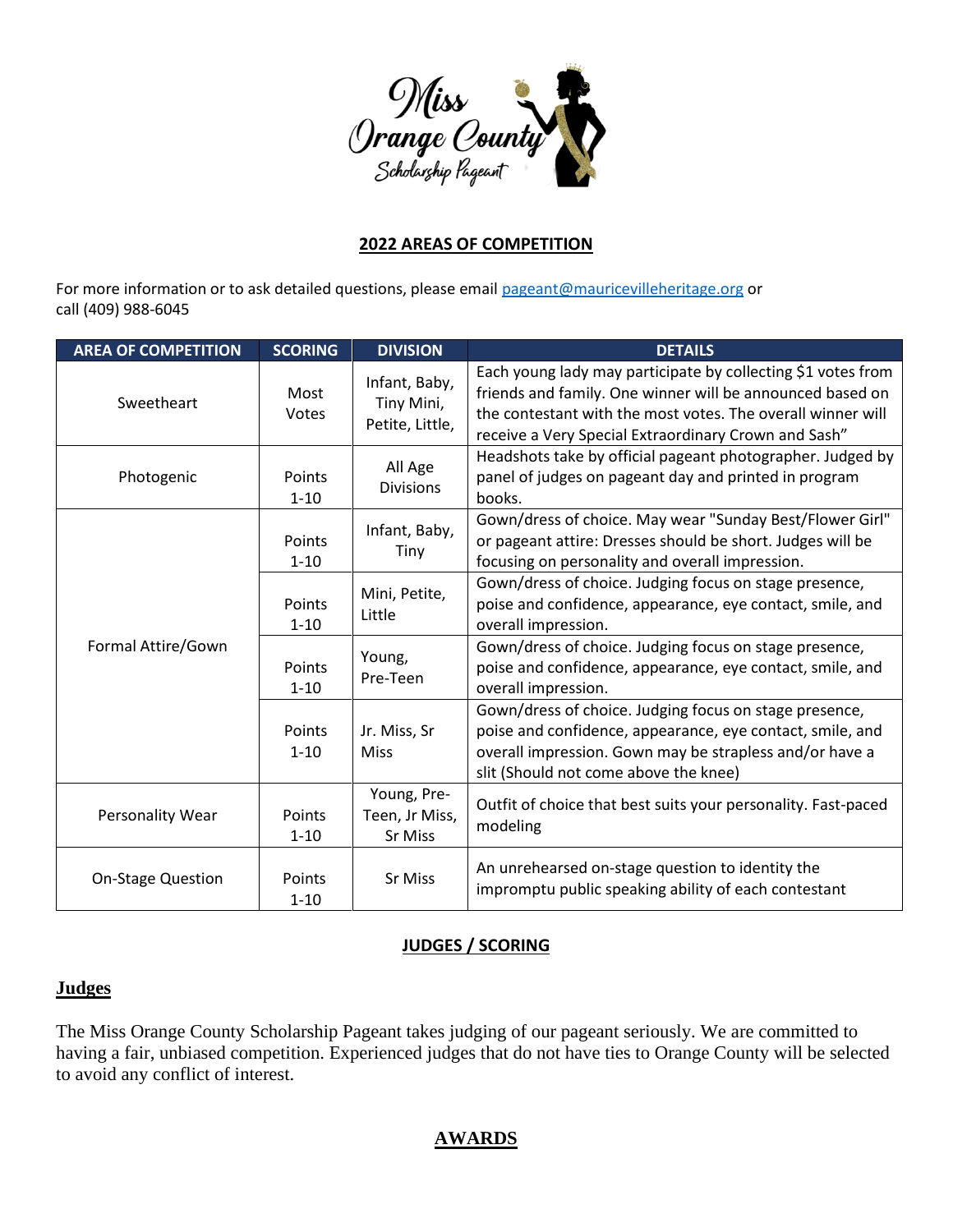## 2022 AREAS OF COMPETITION

For more information or to ask detailed questions, please email pageant@mauricevilleheritage.org or call (409) 988-6045

| AREA OF COMPETITION | SCORING | DIVISION | DETAILS |
|---|---|---|---|
| Sweetheart | Most Votes | Infant, Baby, Tiny Mini, Petite, Little, | Each young lady may participate by collecting $1 votes from friends and family. One winner will be announced based on the contestant with the most votes. The overall winner will receive a Very Special Extraordinary Crown and Sash" |
| Photogenic | Points 1-10 | All Age Divisions | Headshots take by official pageant photographer. Judged by panel of judges on pageant day and printed in program books. |
| Formal Attire/Gown | Points 1-10 | Infant, Baby, Tiny | Gown/dress of choice. May wear "Sunday Best/Flower Girl" or pageant attire: Dresses should be short. Judges will be focusing on personality and overall impression. |
| | Points 1-10 | Mini, Petite, Little | Gown/dress of choice. Judging focus on stage presence, poise and confidence, appearance, eye contact, smile, and overall impression. |
| | Points 1-10 | Young, Pre-Teen | Gown/dress of choice. Judging focus on stage presence, poise and confidence, appearance, eye contact, smile, and overall impression. |
| | Points 1-10 | Jr. Miss, Sr Miss | Gown/dress of choice. Judging focus on stage presence, poise and confidence, appearance, eye contact, smile, and overall impression. Gown may be strapless and/or have a slit (Should not come above the knee) |
| Personality Wear | Points 1-10 | Young, Pre-Teen, Jr Miss, Sr Miss | Outfit of choice that best suits your personality. Fast-paced modeling |
| On-Stage Question | Points 1-10 | Sr Miss | An unrehearsed on-stage question to identity the impromptu public speaking ability of each contestant |

## JUDGES / SCORING

### Judges

The Miss Orange County Scholarship Pageant takes judging of our pageant seriously. We are committed to having a fair, unbiased competition. Experienced judges that do not have ties to Orange County will be selected to avoid any conflict of interest.

## AWARDS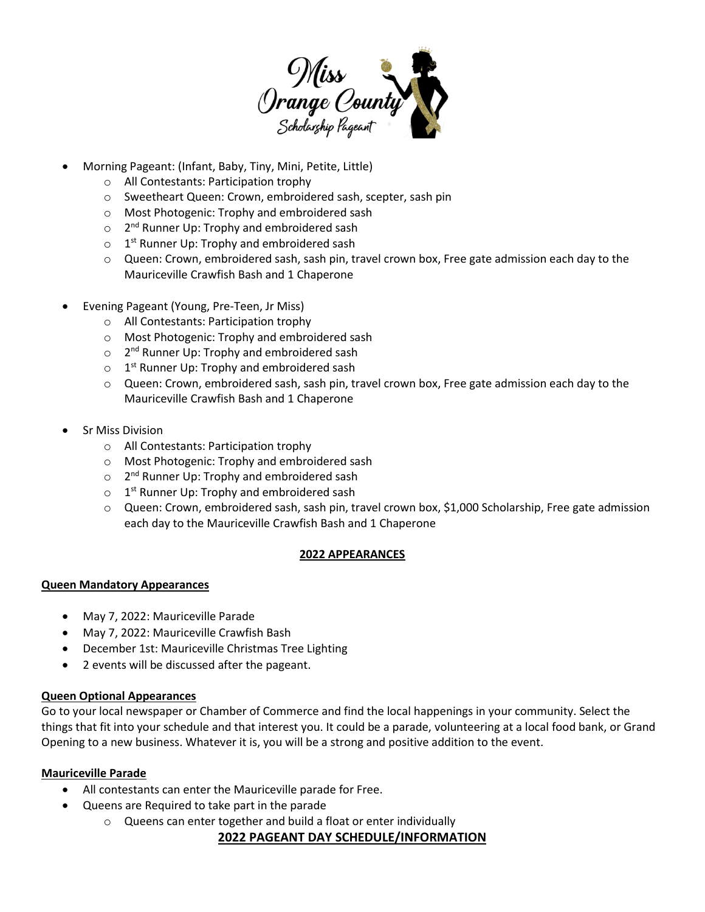- Morning Pageant: (Infant, Baby, Tiny, Mini, Petite, Little)
  - All Contestants: Participation trophy
  - Sweetheart Queen: Crown, embroidered sash, scepter, sash pin
  - Most Photogenic: Trophy and embroidered sash
  - 2nd Runner Up: Trophy and embroidered sash
  - 1st Runner Up: Trophy and embroidered sash
  - Queen: Crown, embroidered sash, sash pin, travel crown box, Free gate admission each day to the Mauriceville Crawfish Bash and 1 Chaperone
- Evening Pageant (Young, Pre-Teen, Jr Miss)
  - All Contestants: Participation trophy
  - Most Photogenic: Trophy and embroidered sash
  - 2nd Runner Up: Trophy and embroidered sash
  - 1st Runner Up: Trophy and embroidered sash
  - Queen: Crown, embroidered sash, sash pin, travel crown box, Free gate admission each day to the Mauriceville Crawfish Bash and 1 Chaperone
- Sr Miss Division
  - All Contestants: Participation trophy
  - Most Photogenic: Trophy and embroidered sash
  - 2nd Runner Up: Trophy and embroidered sash
  - 1st Runner Up: Trophy and embroidered sash
  - Queen: Crown, embroidered sash, sash pin, travel crown box, $1,000 Scholarship, Free gate admission each day to the Mauriceville Crawfish Bash and 1 Chaperone

## 2022 APPEARANCES

### Queen Mandatory Appearances

- May 7, 2022: Mauriceville Parade
- May 7, 2022: Mauriceville Crawfish Bash
- December 1st: Mauriceville Christmas Tree Lighting
- 2 events will be discussed after the pageant.

### Queen Optional Appearances

Go to your local newspaper or Chamber of Commerce and find the local happenings in your community. Select the things that fit into your schedule and that interest you. It could be a parade, volunteering at a local food bank, or Grand Opening to a new business. Whatever it is, you will be a strong and positive addition to the event.

### Mauriceville Parade

- All contestants can enter the Mauriceville parade for Free.
- Queens are Required to take part in the parade
  - Queens can enter together and build a float or enter individually

## 2022 PAGEANT DAY SCHEDULE/INFORMATION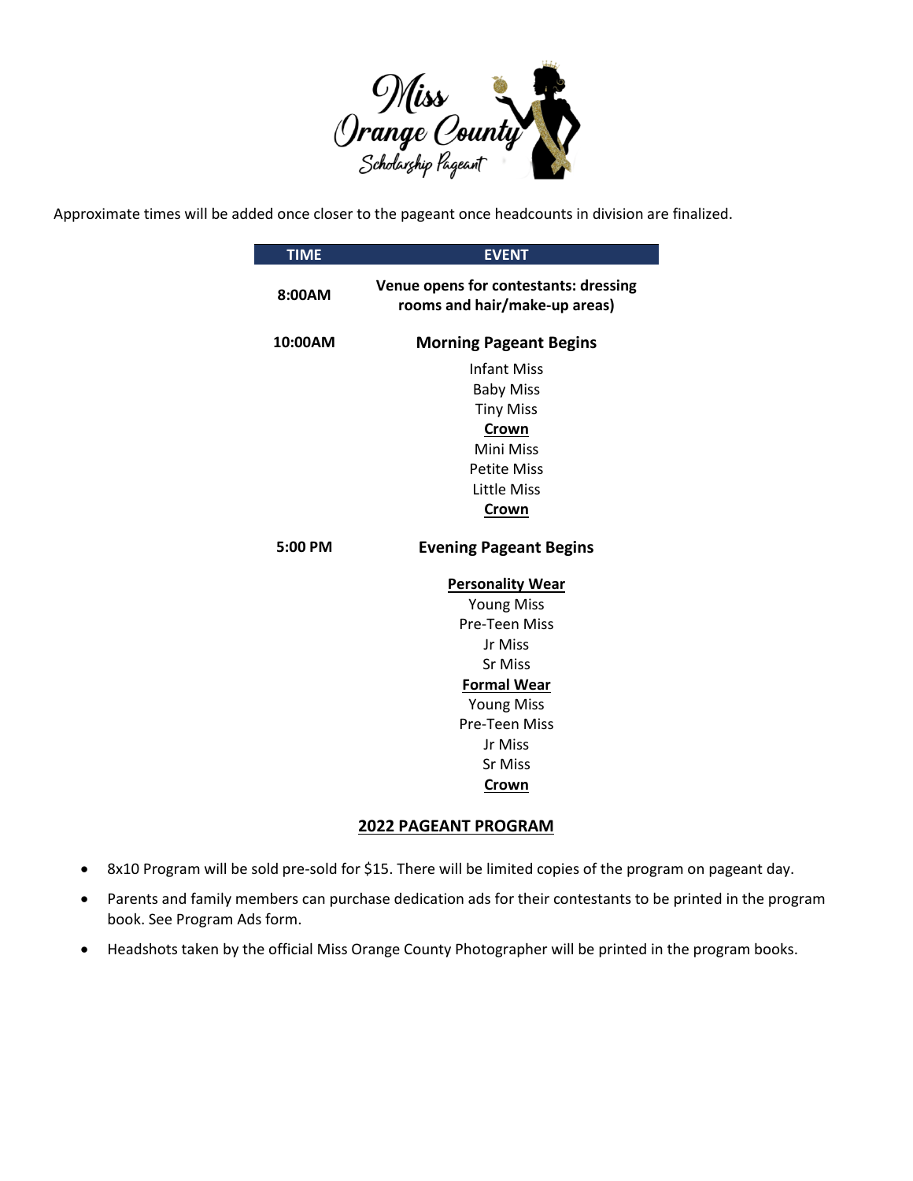Approximate times will be added once closer to the pageant once headcounts in division are finalized.

| TIME | EVENT |
|---|---|
| 8:00AM | **Venue opens for contestants: dressing rooms and hair/make-up areas)** |
| 10:00AM | **Morning Pageant Begins** |
| | Infant Miss |
| | Baby Miss |
| | Tiny Miss |
| | **Crown** |
| | Mini Miss |
| | Petite Miss |
| | Little Miss |
| | **Crown** |
| 5:00 PM | **Evening Pageant Begins** |
| | **Personality Wear** |
| | Young Miss |
| | Pre-Teen Miss |
| | Jr Miss |
| | Sr Miss |
| | **Formal Wear** |
| | Young Miss |
| | Pre-Teen Miss |
| | Jr Miss |
| | Sr Miss |
| | **Crown** |

## 2022 PAGEANT PROGRAM

- 8x10 Program will be sold pre-sold for $15. There will be limited copies of the program on pageant day.
- Parents and family members can purchase dedication ads for their contestants to be printed in the program book. See Program Ads form.
- Headshots taken by the official Miss Orange County Photographer will be printed in the program books.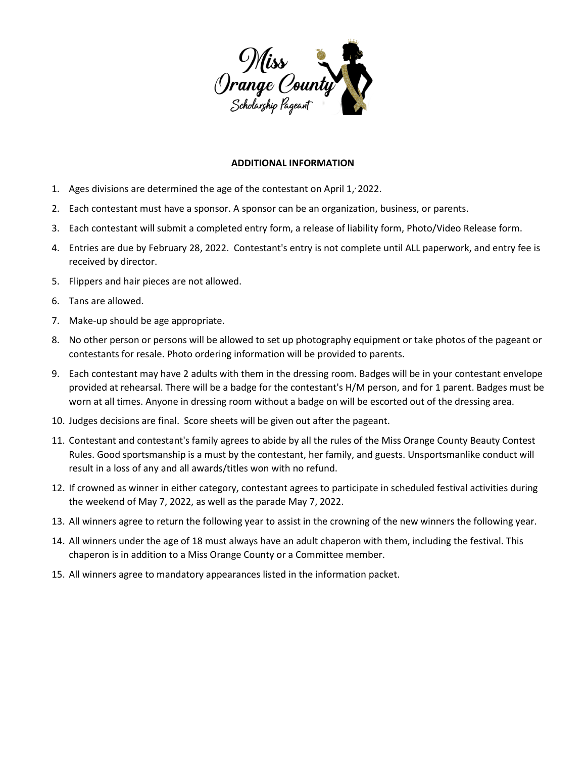Miss Orange County Scholarship Pageant

## ADDITIONAL INFORMATION

1. Ages divisions are determined the age of the contestant on April 1, 2022.
2. Each contestant must have a sponsor. A sponsor can be an organization, business, or parents.
3. Each contestant will submit a completed entry form, a release of liability form, Photo/Video Release form.
4. Entries are due by February 28, 2022. Contestant's entry is not complete until ALL paperwork, and entry fee is received by director.
5. Flippers and hair pieces are not allowed.
6. Tans are allowed.
7. Make-up should be age appropriate.
8. No other person or persons will be allowed to set up photography equipment or take photos of the pageant or contestants for resale. Photo ordering information will be provided to parents.
9. Each contestant may have 2 adults with them in the dressing room. Badges will be in your contestant envelope provided at rehearsal. There will be a badge for the contestant's H/M person, and for 1 parent. Badges must be worn at all times. Anyone in dressing room without a badge on will be escorted out of the dressing area.
10. Judges decisions are final. Score sheets will be given out after the pageant.
11. Contestant and contestant's family agrees to abide by all the rules of the Miss Orange County Beauty Contest Rules. Good sportsmanship is a must by the contestant, her family, and guests. Unsportsmanlike conduct will result in a loss of any and all awards/titles won with no refund.
12. If crowned as winner in either category, contestant agrees to participate in scheduled festival activities during the weekend of May 7, 2022, as well as the parade May 7, 2022.
13. All winners agree to return the following year to assist in the crowning of the new winners the following year.
14. All winners under the age of 18 must always have an adult chaperon with them, including the festival. This chaperon is in addition to a Miss Orange County or a Committee member.
15. All winners agree to mandatory appearances listed in the information packet.